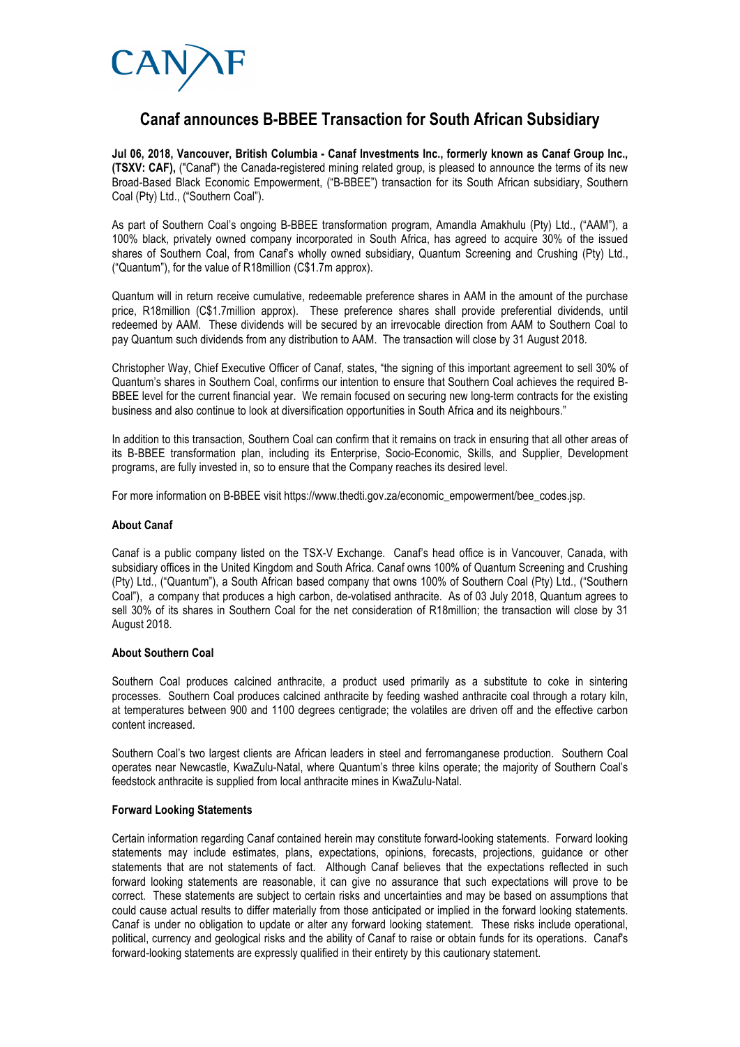CANAF

# Canaf announces B-BBEE Transaction for South African Subsidiary

**Jul 06, 2018, Vancouver, British Columbia - Canaf Investments Inc., formerly known as Canaf Group Inc., (TSXV: CAF),** ("Canaf") the Canada-registered mining related group, is pleased to announce the terms of its new Broad-Based Black Economic Empowerment, ("B-BBEE") transaction for its South African subsidiary, Southern Coal (Pty) Ltd., ("Southern Coal").

As part of Southern Coal's ongoing B-BBEE transformation program, Amandla Amakhulu (Pty) Ltd., ("AAM"), a 100% black, privately owned company incorporated in South Africa, has agreed to acquire 30% of the issued shares of Southern Coal, from Canaf's wholly owned subsidiary, Quantum Screening and Crushing (Pty) Ltd., ("Quantum"), for the value of R18million (C$1.7m approx).

Quantum will in return receive cumulative, redeemable preference shares in AAM in the amount of the purchase price, R18million (C$1.7million approx). These preference shares shall provide preferential dividends, until redeemed by AAM. These dividends will be secured by an irrevocable direction from AAM to Southern Coal to pay Quantum such dividends from any distribution to AAM. The transaction will close by 31 August 2018.

Christopher Way, Chief Executive Officer of Canaf, states, "the signing of this important agreement to sell 30% of Quantum's shares in Southern Coal, confirms our intention to ensure that Southern Coal achieves the required B-BBEE level for the current financial year. We remain focused on securing new long-term contracts for the existing business and also continue to look at diversification opportunities in South Africa and its neighbours."

In addition to this transaction, Southern Coal can confirm that it remains on track in ensuring that all other areas of its B-BBEE transformation plan, including its Enterprise, Socio-Economic, Skills, and Supplier, Development programs, are fully invested in, so to ensure that the Company reaches its desired level.

For more information on B-BBEE visit https://www.thedti.gov.za/economic_empowerment/bee_codes.jsp.

**About Canaf**

Canaf is a public company listed on the TSX-V Exchange. Canaf's head office is in Vancouver, Canada, with subsidiary offices in the United Kingdom and South Africa. Canaf owns 100% of Quantum Screening and Crushing (Pty) Ltd., ("Quantum"), a South African based company that owns 100% of Southern Coal (Pty) Ltd., ("Southern Coal"), a company that produces a high carbon, de-volatised anthracite. As of 03 July 2018, Quantum agrees to sell 30% of its shares in Southern Coal for the net consideration of R18million; the transaction will close by 31 August 2018.

**About Southern Coal**

Southern Coal produces calcined anthracite, a product used primarily as a substitute to coke in sintering processes. Southern Coal produces calcined anthracite by feeding washed anthracite coal through a rotary kiln, at temperatures between 900 and 1100 degrees centigrade; the volatiles are driven off and the effective carbon content increased.

Southern Coal's two largest clients are African leaders in steel and ferromanganese production. Southern Coal operates near Newcastle, KwaZulu-Natal, where Quantum's three kilns operate; the majority of Southern Coal's feedstock anthracite is supplied from local anthracite mines in KwaZulu-Natal.

**Forward Looking Statements**

Certain information regarding Canaf contained herein may constitute forward-looking statements. Forward looking statements may include estimates, plans, expectations, opinions, forecasts, projections, guidance or other statements that are not statements of fact. Although Canaf believes that the expectations reflected in such forward looking statements are reasonable, it can give no assurance that such expectations will prove to be correct. These statements are subject to certain risks and uncertainties and may be based on assumptions that could cause actual results to differ materially from those anticipated or implied in the forward looking statements. Canaf is under no obligation to update or alter any forward looking statement. These risks include operational, political, currency and geological risks and the ability of Canaf to raise or obtain funds for its operations. Canaf's forward-looking statements are expressly qualified in their entirety by this cautionary statement.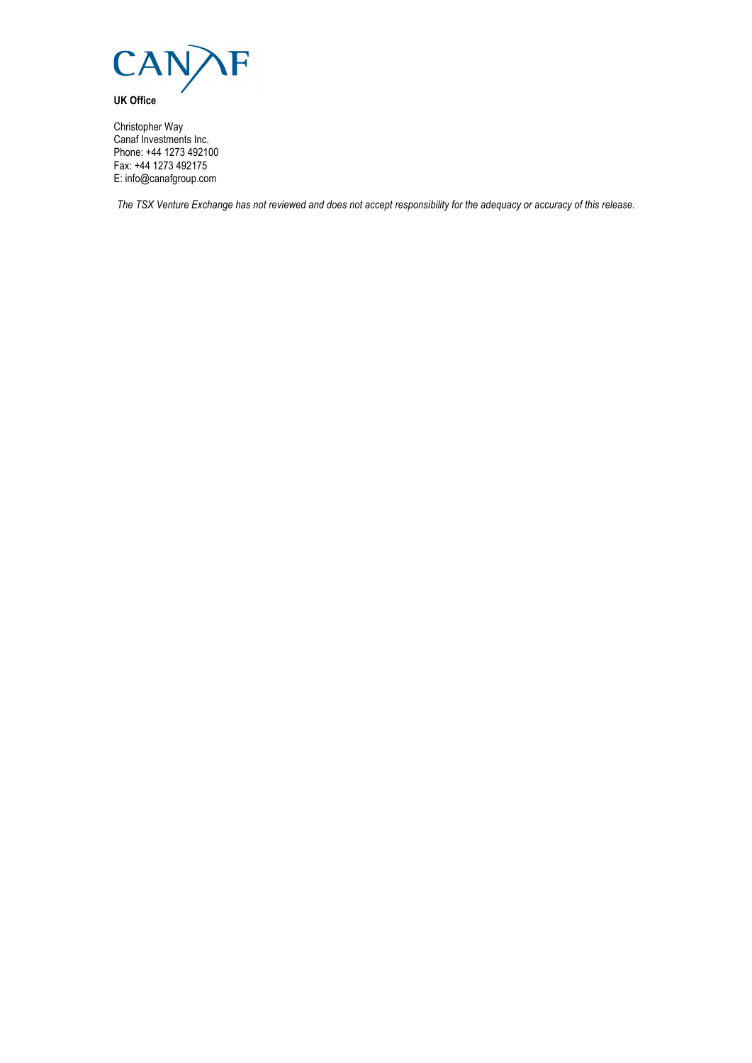**CANAF**

**UK Office**

Christopher Way
Canaf Investments Inc.
Phone: +44 1273 492100
Fax: +44 1273 492175
E: info@canafgroup.com

*The TSX Venture Exchange has not reviewed and does not accept responsibility for the adequacy or accuracy of this release.*